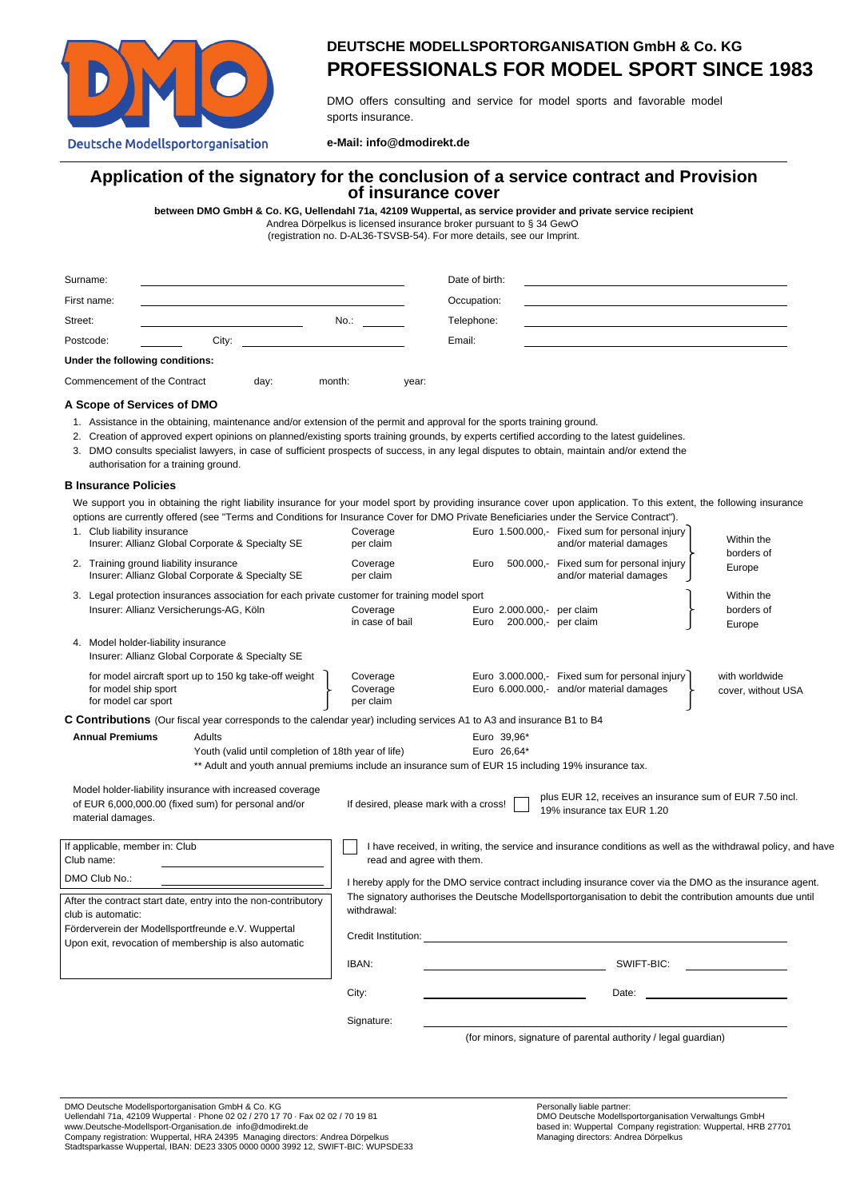# DEUTSCHE MODELLSPORTORGANISATION GmbH & Co. KG

## PROFESSIONALS FOR MODEL SPORT SINCE 1983

DMO offers consulting and service for model sports and favorable model sports insurance.

**e-Mail: info@dmodirekt.de**

Deutsche Modellsportorganisation

---

# Application of the signatory for the conclusion of a service contract and Provision of insurance cover

**between DMO GmbH & Co. KG, Uellendahl 71a, 42109 Wuppertal, as service provider and private service recipient**
Andrea Dörpelkus is licensed insurance broker pursuant to § 34 GewO
(registration no. D-AL36-TSVSB-54). For more details, see our Imprint.

| | | | |
|---|---|---|---|
| Surname: | | Date of birth: | |
| First name: | | Occupation: | |
| Street: | No.: | Telephone: | |
| Postcode: | City: | Email: | |

**Under the following conditions:**

Commencement of the Contract day: month: year:

### A Scope of Services of DMO

1. Assistance in the obtaining, maintenance and/or extension of the permit and approval for the sports training ground.
2. Creation of approved expert opinions on planned/existing sports training grounds, by experts certified according to the latest guidelines.
3. DMO consults specialist lawyers, in case of sufficient prospects of success, in any legal disputes to obtain, maintain and/or extend the authorisation for a training ground.

### B Insurance Policies

We support you in obtaining the right liability insurance for your model sport by providing insurance cover upon application. To this extent, the following insurance options are currently offered (see "Terms and Conditions for Insurance Cover for DMO Private Beneficiaries under the Service Contract").

| Insurance | Coverage | Amount | | Scope |
|---|---|---|---|---|
| 1. Club liability insurance<br>Insurer: Allianz Global Corporate & Specialty SE | Coverage per claim | Euro 1.500.000,- | Fixed sum for personal injury and/or material damages | Within the borders of Europe |
| 2. Training ground liability insurance<br>Insurer: Allianz Global Corporate & Specialty SE | Coverage per claim | Euro 500.000,- | Fixed sum for personal injury and/or material damages | |
| 3. Legal protection insurances association for each private customer for training model sport<br>Insurer: Allianz Versicherungs-AG, Köln | Coverage<br>in case of bail | Euro 2.000.000,-<br>Euro 200.000,- | per claim<br>per claim | Within the borders of Europe |
| 4. Model holder-liability insurance<br>Insurer: Allianz Global Corporate & Specialty SE<br>for model aircraft sport up to 150 kg take-off weight<br>for model ship sport<br>for model car sport | Coverage<br>Coverage<br>per claim | Euro 3.000.000,-<br>Euro 6.000.000,- | Fixed sum for personal injury and/or material damages | with worldwide cover, without USA |

### C Contributions (Our fiscal year corresponds to the calendar year) including services A1 to A3 and insurance B1 to B4

| **Annual Premiums** | Adults | Euro 39,96* |
|---|---|---|
| | Youth (valid until completion of 18th year of life) | Euro 26,64* |

** Adult and youth annual premiums include an insurance sum of EUR 15 including 19% insurance tax.

Model holder-liability insurance with increased coverage of EUR 6,000,000.00 (fixed sum) for personal and/or material damages.

If desired, please mark with a cross! ☐ plus EUR 12, receives an insurance sum of EUR 7.50 incl. 19% insurance tax EUR 1.20

If applicable, member in: Club
Club name:
DMO Club No.:

After the contract start date, entry into the non-contributory club is automatic:
Förderverein der Modellsportfreunde e.V. Wuppertal
Upon exit, revocation of membership is also automatic

☐ I have received, in writing, the service and insurance conditions as well as the withdrawal policy, and have read and agree with them.

I hereby apply for the DMO service contract including insurance cover via the DMO as the insurance agent. The signatory authorises the Deutsche Modellsportorganisation to debit the contribution amounts due until withdrawal:

Credit Institution:

IBAN: SWIFT-BIC:

City: Date:

Signature:

(for minors, signature of parental authority / legal guardian)

---

DMO Deutsche Modellsportorganisation GmbH & Co. KG
Uellendahl 71a, 42109 Wuppertal · Phone 02 02 / 270 17 70 · Fax 02 02 / 70 19 81
www.Deutsche-Modellsport-Organisation.de info@dmodirekt.de
Company registration: Wuppertal, HRA 24395 Managing directors: Andrea Dörpelkus
Stadtsparkasse Wuppertal, IBAN: DE23 3305 0000 0000 3992 12, SWIFT-BIC: WUPSDE33

Personally liable partner:
DMO Deutsche Modellsportorganisation Verwaltungs GmbH
based in: Wuppertal Company registration: Wuppertal, HRB 27701
Managing directors: Andrea Dörpelkus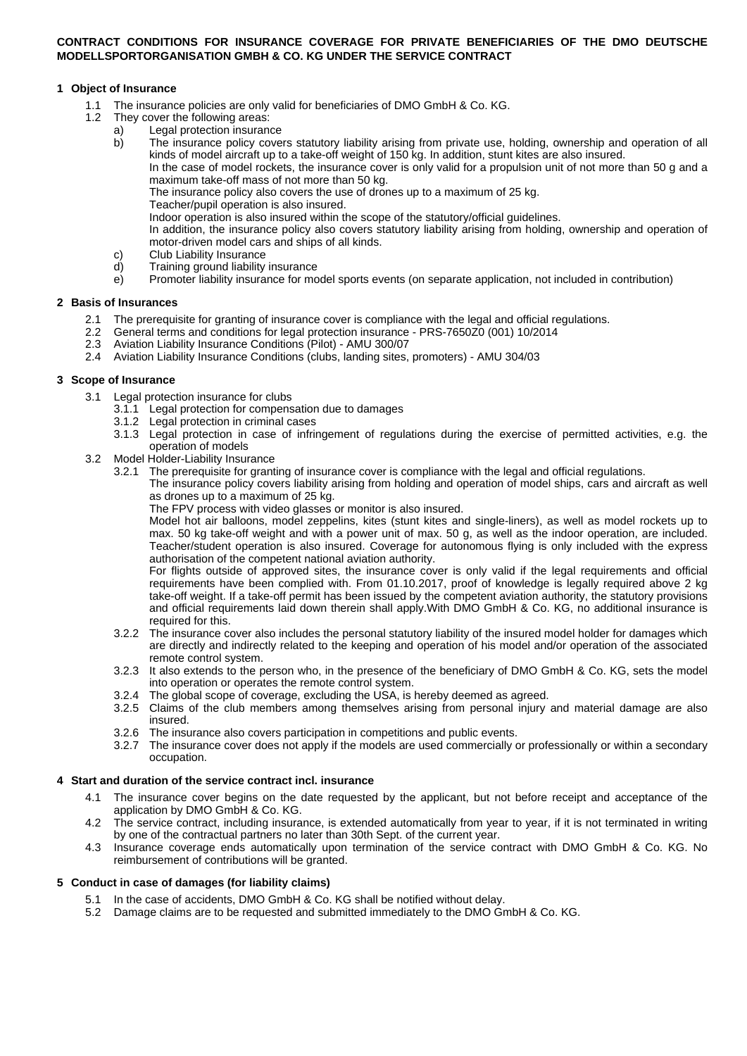**CONTRACT CONDITIONS FOR INSURANCE COVERAGE FOR PRIVATE BENEFICIARIES OF THE DMO DEUTSCHE MODELLSPORTORGANISATION GMBH & CO. KG UNDER THE SERVICE CONTRACT**

## 1 Object of Insurance

1.1 The insurance policies are only valid for beneficiaries of DMO GmbH & Co. KG.

1.2 They cover the following areas:

a) Legal protection insurance

b) The insurance policy covers statutory liability arising from private use, holding, ownership and operation of all kinds of model aircraft up to a take-off weight of 150 kg. In addition, stunt kites are also insured.
In the case of model rockets, the insurance cover is only valid for a propulsion unit of not more than 50 g and a maximum take-off mass of not more than 50 kg.
The insurance policy also covers the use of drones up to a maximum of 25 kg.
Teacher/pupil operation is also insured.
Indoor operation is also insured within the scope of the statutory/official guidelines.
In addition, the insurance policy also covers statutory liability arising from holding, ownership and operation of motor-driven model cars and ships of all kinds.

c) Club Liability Insurance

d) Training ground liability insurance

e) Promoter liability insurance for model sports events (on separate application, not included in contribution)

## 2 Basis of Insurances

2.1 The prerequisite for granting of insurance cover is compliance with the legal and official regulations.

2.2 General terms and conditions for legal protection insurance - PRS-7650Z0 (001) 10/2014

2.3 Aviation Liability Insurance Conditions (Pilot) - AMU 300/07

2.4 Aviation Liability Insurance Conditions (clubs, landing sites, promoters) - AMU 304/03

## 3 Scope of Insurance

3.1 Legal protection insurance for clubs

3.1.1 Legal protection for compensation due to damages

3.1.2 Legal protection in criminal cases

3.1.3 Legal protection in case of infringement of regulations during the exercise of permitted activities, e.g. the operation of models

3.2 Model Holder-Liability Insurance

3.2.1 The prerequisite for granting of insurance cover is compliance with the legal and official regulations.
The insurance policy covers liability arising from holding and operation of model ships, cars and aircraft as well as drones up to a maximum of 25 kg.
The FPV process with video glasses or monitor is also insured.
Model hot air balloons, model zeppelins, kites (stunt kites and single-liners), as well as model rockets up to max. 50 kg take-off weight and with a power unit of max. 50 g, as well as the indoor operation, are included. Teacher/student operation is also insured. Coverage for autonomous flying is only included with the express authorisation of the competent national aviation authority.
For flights outside of approved sites, the insurance cover is only valid if the legal requirements and official requirements have been complied with. From 01.10.2017, proof of knowledge is legally required above 2 kg take-off weight. If a take-off permit has been issued by the competent aviation authority, the statutory provisions and official requirements laid down therein shall apply.With DMO GmbH & Co. KG, no additional insurance is required for this.

3.2.2 The insurance cover also includes the personal statutory liability of the insured model holder for damages which are directly and indirectly related to the keeping and operation of his model and/or operation of the associated remote control system.

3.2.3 It also extends to the person who, in the presence of the beneficiary of DMO GmbH & Co. KG, sets the model into operation or operates the remote control system.

3.2.4 The global scope of coverage, excluding the USA, is hereby deemed as agreed.

3.2.5 Claims of the club members among themselves arising from personal injury and material damage are also insured.

3.2.6 The insurance also covers participation in competitions and public events.

3.2.7 The insurance cover does not apply if the models are used commercially or professionally or within a secondary occupation.

## 4 Start and duration of the service contract incl. insurance

4.1 The insurance cover begins on the date requested by the applicant, but not before receipt and acceptance of the application by DMO GmbH & Co. KG.

4.2 The service contract, including insurance, is extended automatically from year to year, if it is not terminated in writing by one of the contractual partners no later than 30th Sept. of the current year.

4.3 Insurance coverage ends automatically upon termination of the service contract with DMO GmbH & Co. KG. No reimbursement of contributions will be granted.

## 5 Conduct in case of damages (for liability claims)

5.1 In the case of accidents, DMO GmbH & Co. KG shall be notified without delay.

5.2 Damage claims are to be requested and submitted immediately to the DMO GmbH & Co. KG.